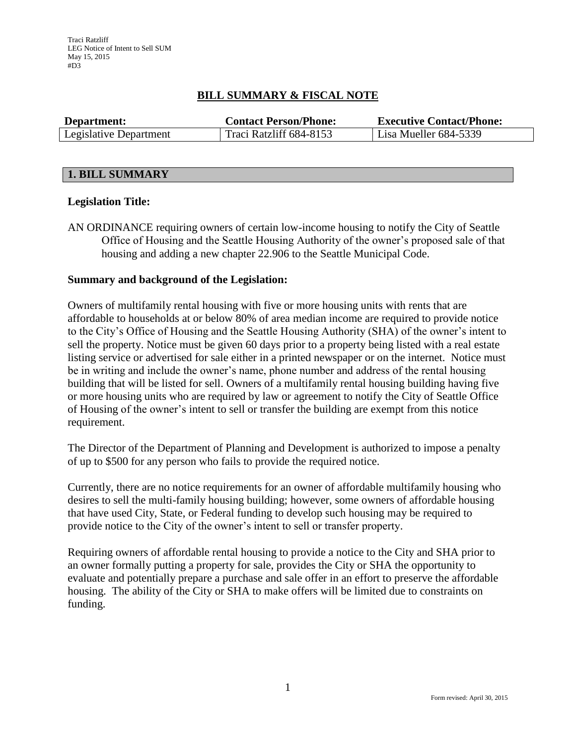Traci Ratzliff
LEG Notice of Intent to Sell SUM
May 15, 2015
#D3

# BILL SUMMARY & FISCAL NOTE

| Department: | Contact Person/Phone: | Executive Contact/Phone: |
| --- | --- | --- |
| Legislative Department | Traci Ratzliff 684-8153 | Lisa Mueller 684-5339 |

## 1. BILL SUMMARY

**Legislation Title:**

AN ORDINANCE requiring owners of certain low-income housing to notify the City of Seattle Office of Housing and the Seattle Housing Authority of the owner's proposed sale of that housing and adding a new chapter 22.906 to the Seattle Municipal Code.

**Summary and background of the Legislation:**

Owners of multifamily rental housing with five or more housing units with rents that are affordable to households at or below 80% of area median income are required to provide notice to the City's Office of Housing and the Seattle Housing Authority (SHA) of the owner's intent to sell the property. Notice must be given 60 days prior to a property being listed with a real estate listing service or advertised for sale either in a printed newspaper or on the internet. Notice must be in writing and include the owner's name, phone number and address of the rental housing building that will be listed for sell. Owners of a multifamily rental housing building having five or more housing units who are required by law or agreement to notify the City of Seattle Office of Housing of the owner's intent to sell or transfer the building are exempt from this notice requirement.

The Director of the Department of Planning and Development is authorized to impose a penalty of up to $500 for any person who fails to provide the required notice.

Currently, there are no notice requirements for an owner of affordable multifamily housing who desires to sell the multi-family housing building; however, some owners of affordable housing that have used City, State, or Federal funding to develop such housing may be required to provide notice to the City of the owner's intent to sell or transfer property.

Requiring owners of affordable rental housing to provide a notice to the City and SHA prior to an owner formally putting a property for sale, provides the City or SHA the opportunity to evaluate and potentially prepare a purchase and sale offer in an effort to preserve the affordable housing. The ability of the City or SHA to make offers will be limited due to constraints on funding.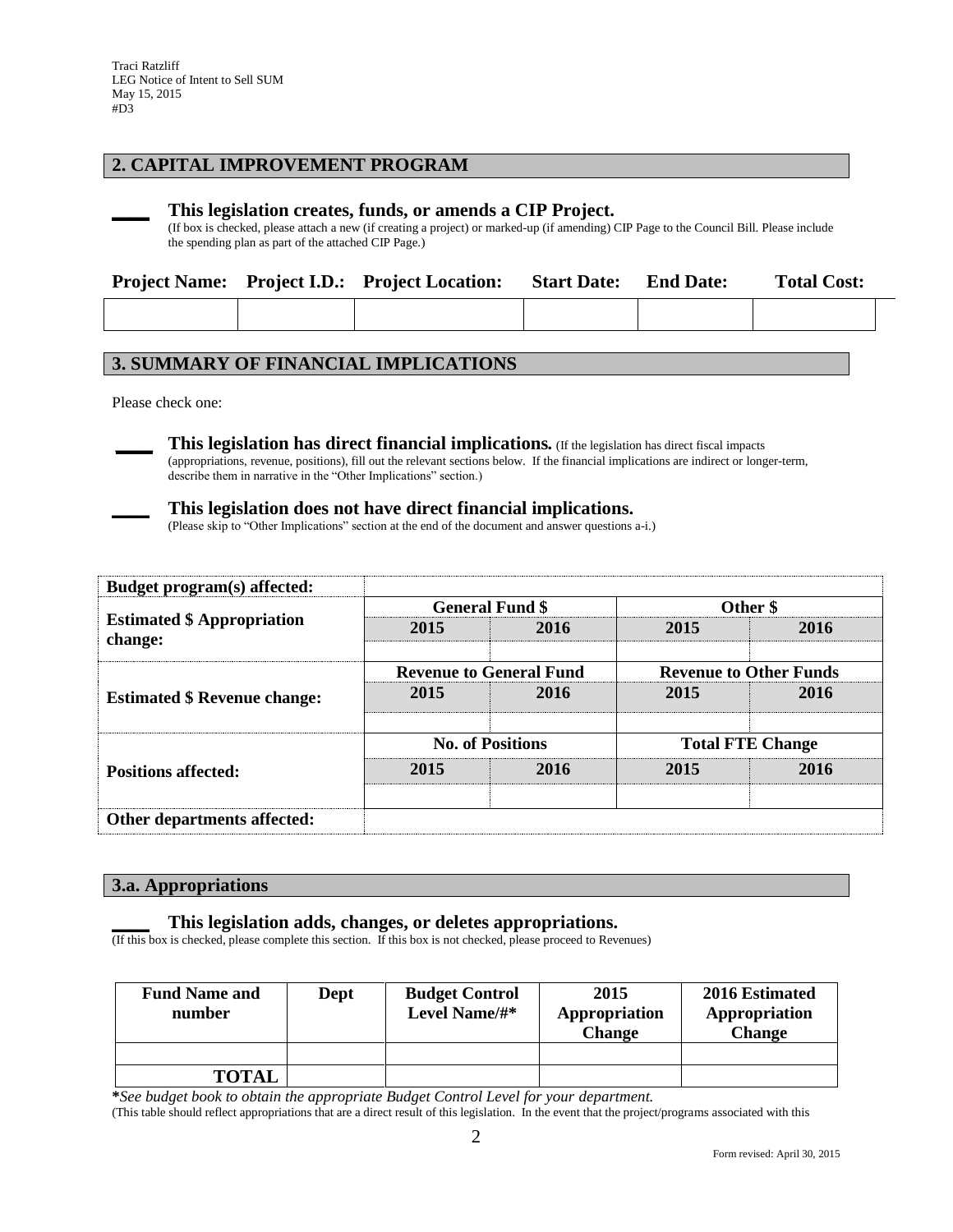## 2. CAPITAL IMPROVEMENT PROGRAM

\_\_\_\_ **This legislation creates, funds, or amends a CIP Project.**
(If box is checked, please attach a new (if creating a project) or marked-up (if amending) CIP Page to the Council Bill. Please include the spending plan as part of the attached CIP Page.)

| Project Name: | Project I.D.: | Project Location: | Start Date: | End Date: | Total Cost: |
|---|---|---|---|---|---|
| | | | | | |

## 3. SUMMARY OF FINANCIAL IMPLICATIONS

Please check one:

\_\_\_\_ **This legislation has direct financial implications.** (If the legislation has direct fiscal impacts (appropriations, revenue, positions), fill out the relevant sections below. If the financial implications are indirect or longer-term, describe them in narrative in the "Other Implications" section.)

\_\_\_\_ **This legislation does not have direct financial implications.**
(Please skip to "Other Implications" section at the end of the document and answer questions a-i.)

| **Budget program(s) affected:** | | | | |
|---|---|---|---|---|
| **Estimated $ Appropriation change:** | **General Fund $** | | **Other $** | |
| | **2015** | **2016** | **2015** | **2016** |
| | | | | |
| **Estimated $ Revenue change:** | **Revenue to General Fund** | | **Revenue to Other Funds** | |
| | **2015** | **2016** | **2015** | **2016** |
| | | | | |
| **Positions affected:** | **No. of Positions** | | **Total FTE Change** | |
| | **2015** | **2016** | **2015** | **2016** |
| | | | | |
| **Other departments affected:** | | | | |

### 3.a. Appropriations

\_\_\_\_ **This legislation adds, changes, or deletes appropriations.**
(If this box is checked, please complete this section. If this box is not checked, please proceed to Revenues)

| Fund Name and number | Dept | Budget Control Level Name/#* | 2015 Appropriation Change | 2016 Estimated Appropriation Change |
|---|---|---|---|---|
| | | | | |
| **TOTAL** | | | | |

***See budget book to obtain the appropriate Budget Control Level for your department.***
(This table should reflect appropriations that are a direct result of this legislation. In the event that the project/programs associated with this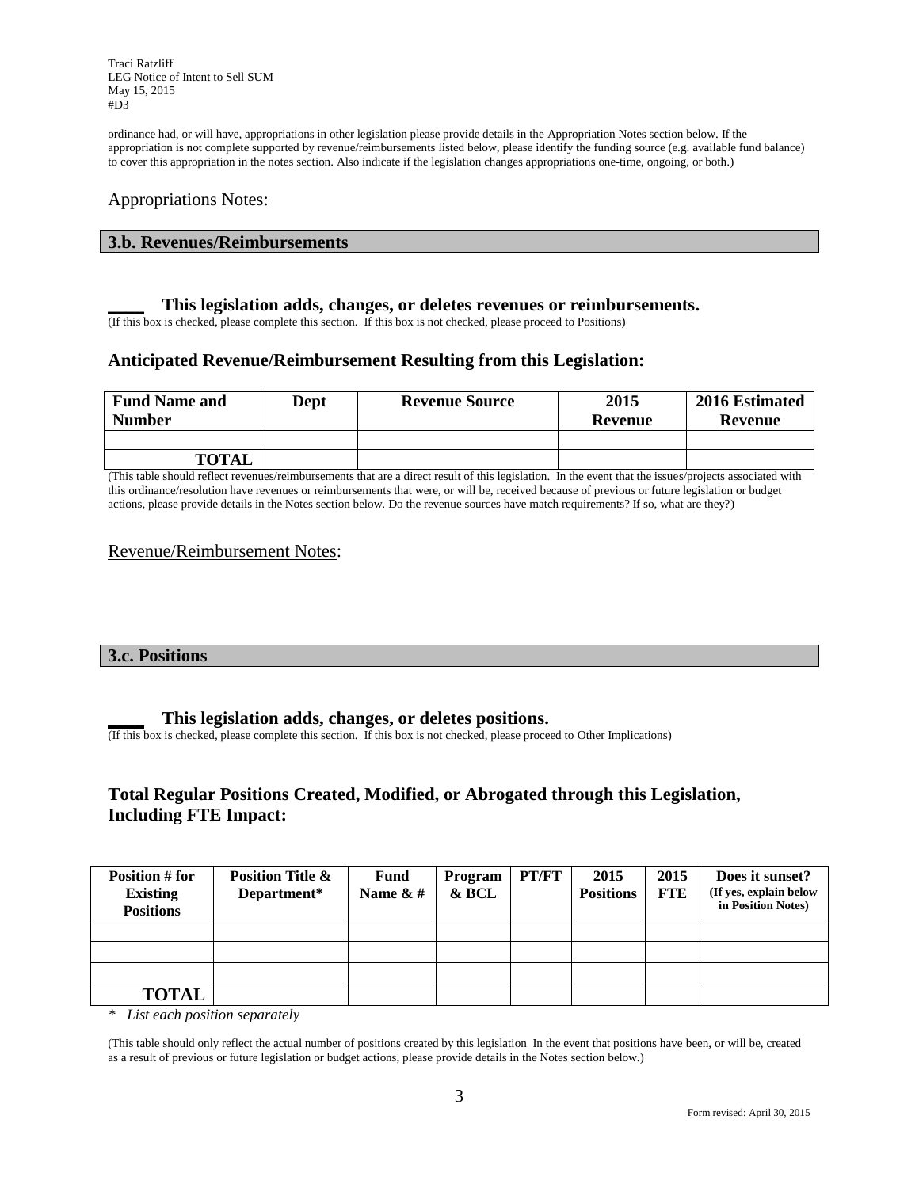ordinance had, or will have, appropriations in other legislation please provide details in the Appropriation Notes section below. If the appropriation is not complete supported by revenue/reimbursements listed below, please identify the funding source (e.g. available fund balance) to cover this appropriation in the notes section. Also indicate if the legislation changes appropriations one-time, ongoing, or both.)

Appropriations Notes:

## 3.b. Revenues/Reimbursements

**\_\_\_\_ This legislation adds, changes, or deletes revenues or reimbursements.**
(If this box is checked, please complete this section. If this box is not checked, please proceed to Positions)

### Anticipated Revenue/Reimbursement Resulting from this Legislation:

| Fund Name and Number | Dept | Revenue Source | 2015 Revenue | 2016 Estimated Revenue |
|---|---|---|---|---|
| | | | | |
| TOTAL | | | | |

(This table should reflect revenues/reimbursements that are a direct result of this legislation. In the event that the issues/projects associated with this ordinance/resolution have revenues or reimbursements that were, or will be, received because of previous or future legislation or budget actions, please provide details in the Notes section below. Do the revenue sources have match requirements? If so, what are they?)

Revenue/Reimbursement Notes:

## 3.c. Positions

**\_\_\_\_ This legislation adds, changes, or deletes positions.**
(If this box is checked, please complete this section. If this box is not checked, please proceed to Other Implications)

### Total Regular Positions Created, Modified, or Abrogated through this Legislation, Including FTE Impact:

| Position # for Existing Positions | Position Title & Department* | Fund Name & # | Program & BCL | PT/FT | 2015 Positions | 2015 FTE | Does it sunset? (If yes, explain below in Position Notes) |
|---|---|---|---|---|---|---|---|
| | | | | | | | |
| | | | | | | | |
| | | | | | | | |
| TOTAL | | | | | | | |

\* *List each position separately*

(This table should only reflect the actual number of positions created by this legislation In the event that positions have been, or will be, created as a result of previous or future legislation or budget actions, please provide details in the Notes section below.)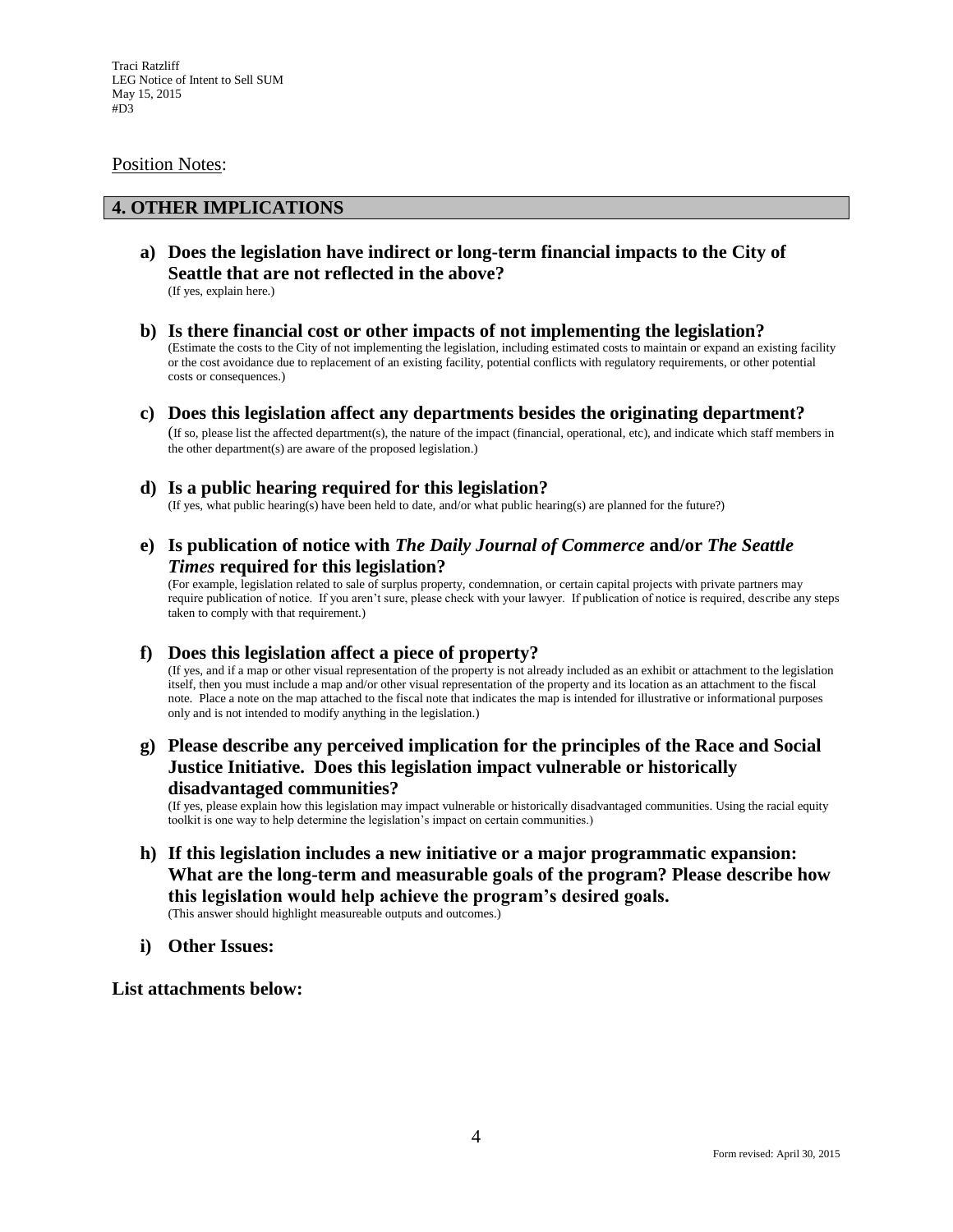Position Notes:

## 4. OTHER IMPLICATIONS

**a) Does the legislation have indirect or long-term financial impacts to the City of Seattle that are not reflected in the above?**
(If yes, explain here.)

**b) Is there financial cost or other impacts of not implementing the legislation?**
(Estimate the costs to the City of not implementing the legislation, including estimated costs to maintain or expand an existing facility or the cost avoidance due to replacement of an existing facility, potential conflicts with regulatory requirements, or other potential costs or consequences.)

**c) Does this legislation affect any departments besides the originating department?**
(If so, please list the affected department(s), the nature of the impact (financial, operational, etc), and indicate which staff members in the other department(s) are aware of the proposed legislation.)

**d) Is a public hearing required for this legislation?**
(If yes, what public hearing(s) have been held to date, and/or what public hearing(s) are planned for the future?)

**e) Is publication of notice with *The Daily Journal of Commerce* and/or *The Seattle Times* required for this legislation?**
(For example, legislation related to sale of surplus property, condemnation, or certain capital projects with private partners may require publication of notice. If you aren't sure, please check with your lawyer. If publication of notice is required, describe any steps taken to comply with that requirement.)

**f) Does this legislation affect a piece of property?**
(If yes, and if a map or other visual representation of the property is not already included as an exhibit or attachment to the legislation itself, then you must include a map and/or other visual representation of the property and its location as an attachment to the fiscal note. Place a note on the map attached to the fiscal note that indicates the map is intended for illustrative or informational purposes only and is not intended to modify anything in the legislation.)

**g) Please describe any perceived implication for the principles of the Race and Social Justice Initiative. Does this legislation impact vulnerable or historically disadvantaged communities?**
(If yes, please explain how this legislation may impact vulnerable or historically disadvantaged communities. Using the racial equity toolkit is one way to help determine the legislation's impact on certain communities.)

**h) If this legislation includes a new initiative or a major programmatic expansion: What are the long-term and measurable goals of the program? Please describe how this legislation would help achieve the program's desired goals.**
(This answer should highlight measureable outputs and outcomes.)

**i) Other Issues:**

**List attachments below:**